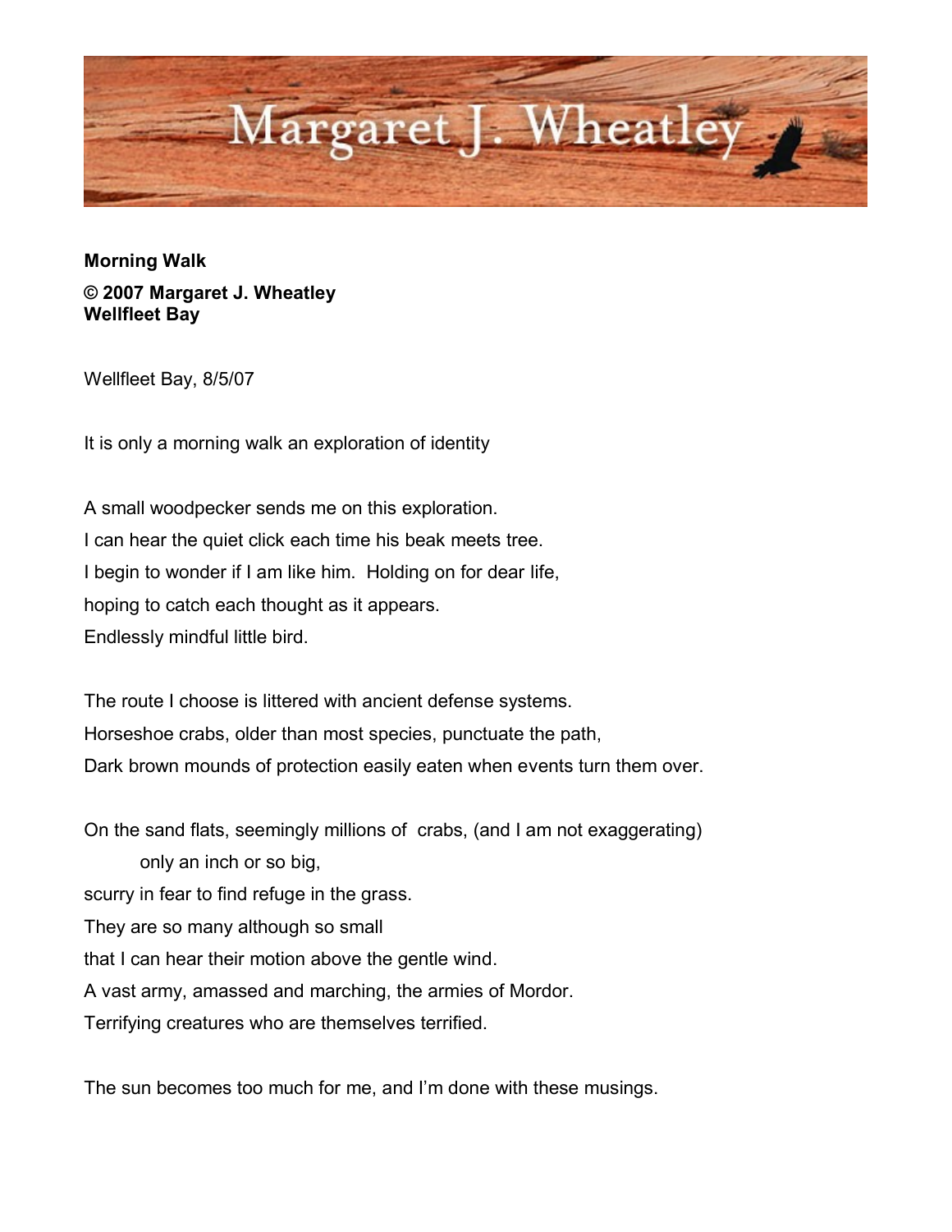Margaret J. Wheatley

**Morning Walk**

**© 2007 Margaret J. Wheatley**
**Wellfleet Bay**

Wellfleet Bay, 8/5/07

It is only a morning walk an exploration of identity

A small woodpecker sends me on this exploration.
I can hear the quiet click each time his beak meets tree.
I begin to wonder if I am like him. Holding on for dear life,
hoping to catch each thought as it appears.
Endlessly mindful little bird.

The route I choose is littered with ancient defense systems.
Horseshoe crabs, older than most species, punctuate the path,
Dark brown mounds of protection easily eaten when events turn them over.

On the sand flats, seemingly millions of crabs, (and I am not exaggerating)
only an inch or so big,
scurry in fear to find refuge in the grass.
They are so many although so small
that I can hear their motion above the gentle wind.
A vast army, amassed and marching, the armies of Mordor.
Terrifying creatures who are themselves terrified.

The sun becomes too much for me, and I'm done with these musings.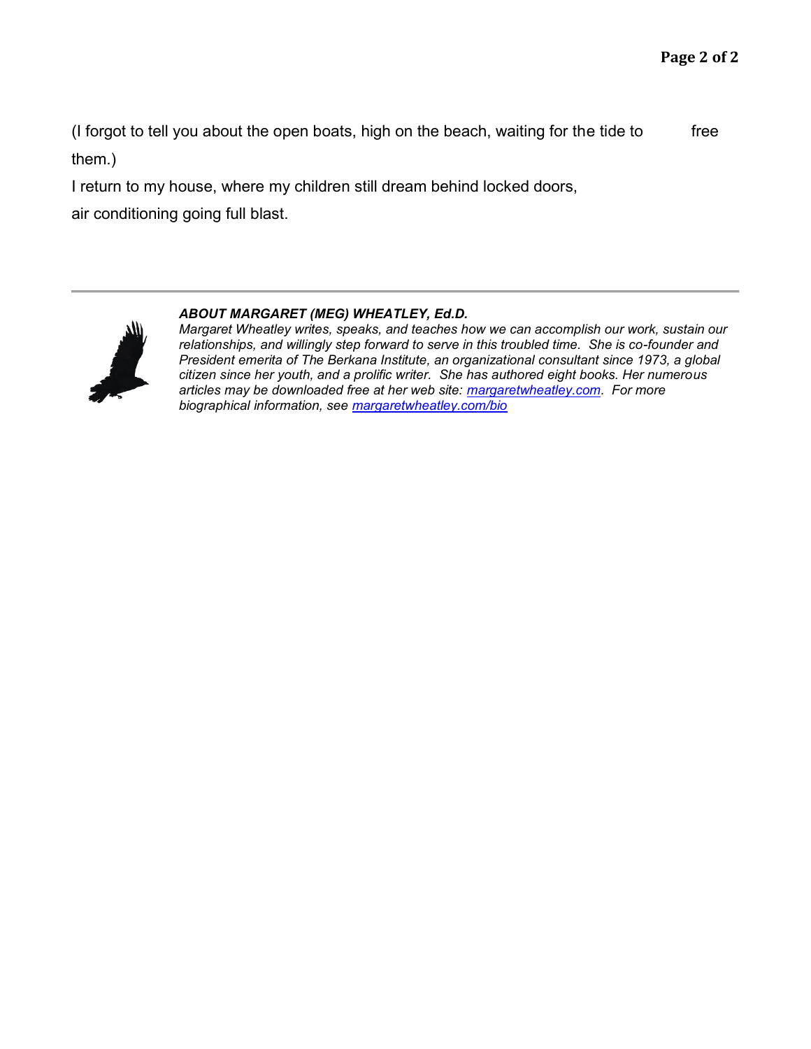(I forgot to tell you about the open boats, high on the beach, waiting for the tide to free them.)

I return to my house, where my children still dream behind locked doors,

air conditioning going full blast.

---

***ABOUT MARGARET (MEG) WHEATLEY, Ed.D.***

*Margaret Wheatley writes, speaks, and teaches how we can accomplish our work, sustain our relationships, and willingly step forward to serve in this troubled time. She is co-founder and President emerita of The Berkana Institute, an organizational consultant since 1973, a global citizen since her youth, and a prolific writer. She has authored eight books. Her numerous articles may be downloaded free at her web site: margaretwheatley.com. For more biographical information, see margaretwheatley.com/bio*